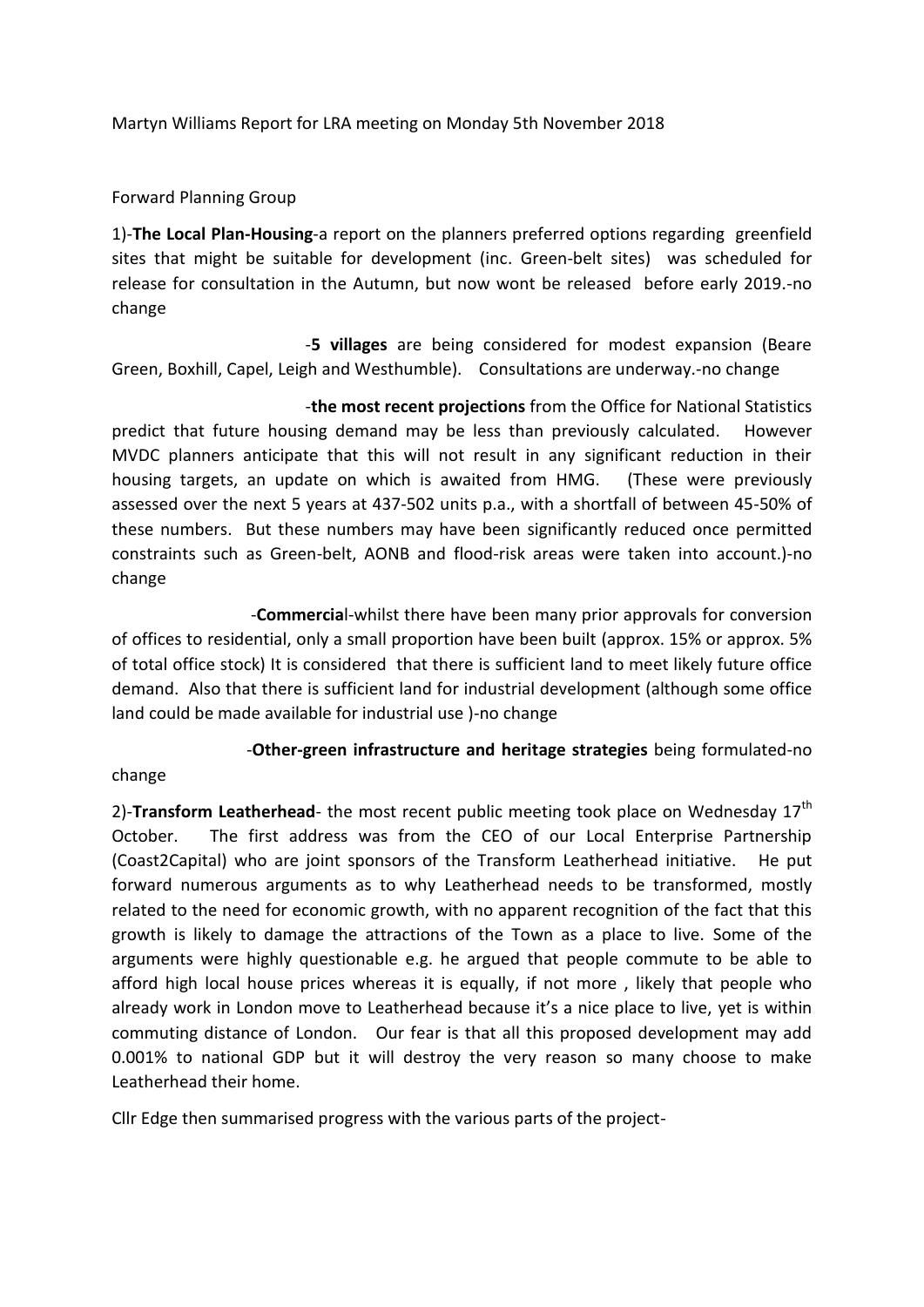Martyn Williams Report for LRA meeting on Monday 5th November 2018

Forward Planning Group

1)-**The Local Plan-Housing**-a report on the planners preferred options regarding greenfield sites that might be suitable for development (inc. Green-belt sites) was scheduled for release for consultation in the Autumn, but now wont be released before early 2019.-no change

-**5 villages** are being considered for modest expansion (Beare Green, Boxhill, Capel, Leigh and Westhumble). Consultations are underway.-no change

-**the most recent projections** from the Office for National Statistics predict that future housing demand may be less than previously calculated. However MVDC planners anticipate that this will not result in any significant reduction in their housing targets, an update on which is awaited from HMG. (These were previously assessed over the next 5 years at 437-502 units p.a., with a shortfall of between 45-50% of these numbers. But these numbers may have been significantly reduced once permitted constraints such as Green-belt, AONB and flood-risk areas were taken into account.)-no change

-**Commercia**l-whilst there have been many prior approvals for conversion of offices to residential, only a small proportion have been built (approx. 15% or approx. 5% of total office stock) It is considered that there is sufficient land to meet likely future office demand. Also that there is sufficient land for industrial development (although some office land could be made available for industrial use )-no change

-**Other-green infrastructure and heritage strategies** being formulated-no change

2)-**Transform Leatherhead**- the most recent public meeting took place on Wednesday 17th October. The first address was from the CEO of our Local Enterprise Partnership (Coast2Capital) who are joint sponsors of the Transform Leatherhead initiative. He put forward numerous arguments as to why Leatherhead needs to be transformed, mostly related to the need for economic growth, with no apparent recognition of the fact that this growth is likely to damage the attractions of the Town as a place to live. Some of the arguments were highly questionable e.g. he argued that people commute to be able to afford high local house prices whereas it is equally, if not more , likely that people who already work in London move to Leatherhead because it's a nice place to live, yet is within commuting distance of London. Our fear is that all this proposed development may add 0.001% to national GDP but it will destroy the very reason so many choose to make Leatherhead their home.

Cllr Edge then summarised progress with the various parts of the project-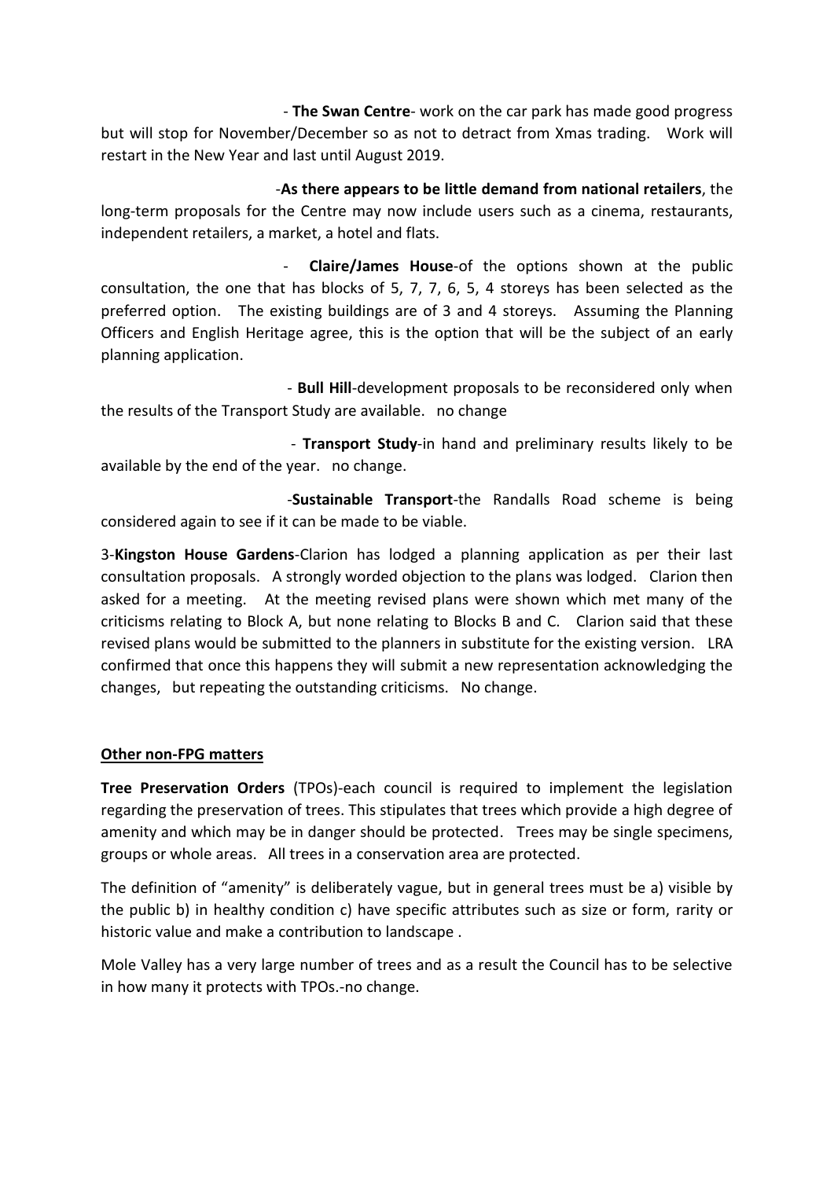- **The Swan Centre**- work on the car park has made good progress but will stop for November/December so as not to detract from Xmas trading. Work will restart in the New Year and last until August 2019.

-**As there appears to be little demand from national retailers**, the long-term proposals for the Centre may now include users such as a cinema, restaurants, independent retailers, a market, a hotel and flats.

- **Claire/James House**-of the options shown at the public consultation, the one that has blocks of 5, 7, 7, 6, 5, 4 storeys has been selected as the preferred option. The existing buildings are of 3 and 4 storeys. Assuming the Planning Officers and English Heritage agree, this is the option that will be the subject of an early planning application.

- **Bull Hill**-development proposals to be reconsidered only when the results of the Transport Study are available. no change

- **Transport Study**-in hand and preliminary results likely to be available by the end of the year. no change.

-**Sustainable Transport**-the Randalls Road scheme is being considered again to see if it can be made to be viable.

3-**Kingston House Gardens**-Clarion has lodged a planning application as per their last consultation proposals. A strongly worded objection to the plans was lodged. Clarion then asked for a meeting. At the meeting revised plans were shown which met many of the criticisms relating to Block A, but none relating to Blocks B and C. Clarion said that these revised plans would be submitted to the planners in substitute for the existing version. LRA confirmed that once this happens they will submit a new representation acknowledging the changes, but repeating the outstanding criticisms. No change.

**Other non-FPG matters**

**Tree Preservation Orders** (TPOs)-each council is required to implement the legislation regarding the preservation of trees. This stipulates that trees which provide a high degree of amenity and which may be in danger should be protected. Trees may be single specimens, groups or whole areas. All trees in a conservation area are protected.

The definition of "amenity" is deliberately vague, but in general trees must be a) visible by the public b) in healthy condition c) have specific attributes such as size or form, rarity or historic value and make a contribution to landscape .

Mole Valley has a very large number of trees and as a result the Council has to be selective in how many it protects with TPOs.-no change.